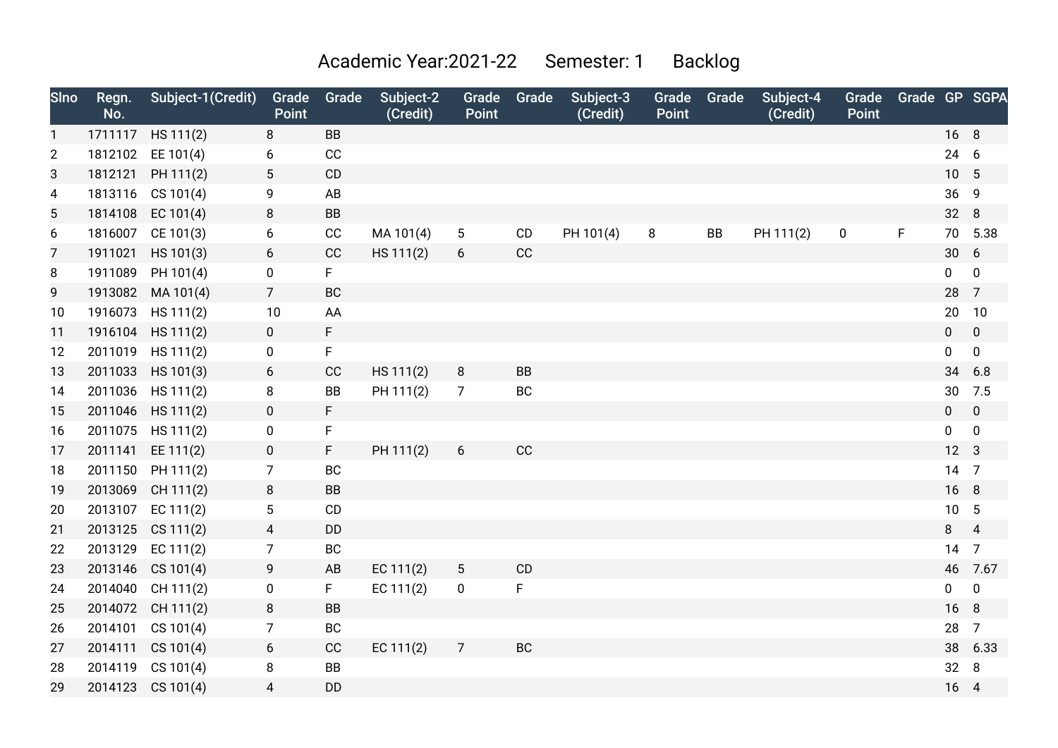Academic Year:2021-22 Semester: 1 Backlog

| Slno | Regn. No. | Subject-1(Credit) | Grade Point | Grade | Subject-2 (Credit) | Grade Point | Grade | Subject-3 (Credit) | Grade Point | Grade | Subject-4 (Credit) | Grade Point | Grade | GP | SGPA |
|---|---|---|---|---|---|---|---|---|---|---|---|---|---|---|---|
| 1 | 1711117 | HS 111(2) | 8 | BB | | | | | | | | | | 16 | 8 |
| 2 | 1812102 | EE 101(4) | 6 | CC | | | | | | | | | | 24 | 6 |
| 3 | 1812121 | PH 111(2) | 5 | CD | | | | | | | | | | 10 | 5 |
| 4 | 1813116 | CS 101(4) | 9 | AB | | | | | | | | | | 36 | 9 |
| 5 | 1814108 | EC 101(4) | 8 | BB | | | | | | | | | | 32 | 8 |
| 6 | 1816007 | CE 101(3) | 6 | CC | MA 101(4) | 5 | CD | PH 101(4) | 8 | BB | PH 111(2) | 0 | F | 70 | 5.38 |
| 7 | 1911021 | HS 101(3) | 6 | CC | HS 111(2) | 6 | CC | | | | | | | 30 | 6 |
| 8 | 1911089 | PH 101(4) | 0 | F | | | | | | | | | | 0 | 0 |
| 9 | 1913082 | MA 101(4) | 7 | BC | | | | | | | | | | 28 | 7 |
| 10 | 1916073 | HS 111(2) | 10 | AA | | | | | | | | | | 20 | 10 |
| 11 | 1916104 | HS 111(2) | 0 | F | | | | | | | | | | 0 | 0 |
| 12 | 2011019 | HS 111(2) | 0 | F | | | | | | | | | | 0 | 0 |
| 13 | 2011033 | HS 101(3) | 6 | CC | HS 111(2) | 8 | BB | | | | | | | 34 | 6.8 |
| 14 | 2011036 | HS 111(2) | 8 | BB | PH 111(2) | 7 | BC | | | | | | | 30 | 7.5 |
| 15 | 2011046 | HS 111(2) | 0 | F | | | | | | | | | | 0 | 0 |
| 16 | 2011075 | HS 111(2) | 0 | F | | | | | | | | | | 0 | 0 |
| 17 | 2011141 | EE 111(2) | 0 | F | PH 111(2) | 6 | CC | | | | | | | 12 | 3 |
| 18 | 2011150 | PH 111(2) | 7 | BC | | | | | | | | | | 14 | 7 |
| 19 | 2013069 | CH 111(2) | 8 | BB | | | | | | | | | | 16 | 8 |
| 20 | 2013107 | EC 111(2) | 5 | CD | | | | | | | | | | 10 | 5 |
| 21 | 2013125 | CS 111(2) | 4 | DD | | | | | | | | | | 8 | 4 |
| 22 | 2013129 | EC 111(2) | 7 | BC | | | | | | | | | | 14 | 7 |
| 23 | 2013146 | CS 101(4) | 9 | AB | EC 111(2) | 5 | CD | | | | | | | 46 | 7.67 |
| 24 | 2014040 | CH 111(2) | 0 | F | EC 111(2) | 0 | F | | | | | | | 0 | 0 |
| 25 | 2014072 | CH 111(2) | 8 | BB | | | | | | | | | | 16 | 8 |
| 26 | 2014101 | CS 101(4) | 7 | BC | | | | | | | | | | 28 | 7 |
| 27 | 2014111 | CS 101(4) | 6 | CC | EC 111(2) | 7 | BC | | | | | | | 38 | 6.33 |
| 28 | 2014119 | CS 101(4) | 8 | BB | | | | | | | | | | 32 | 8 |
| 29 | 2014123 | CS 101(4) | 4 | DD | | | | | | | | | | 16 | 4 |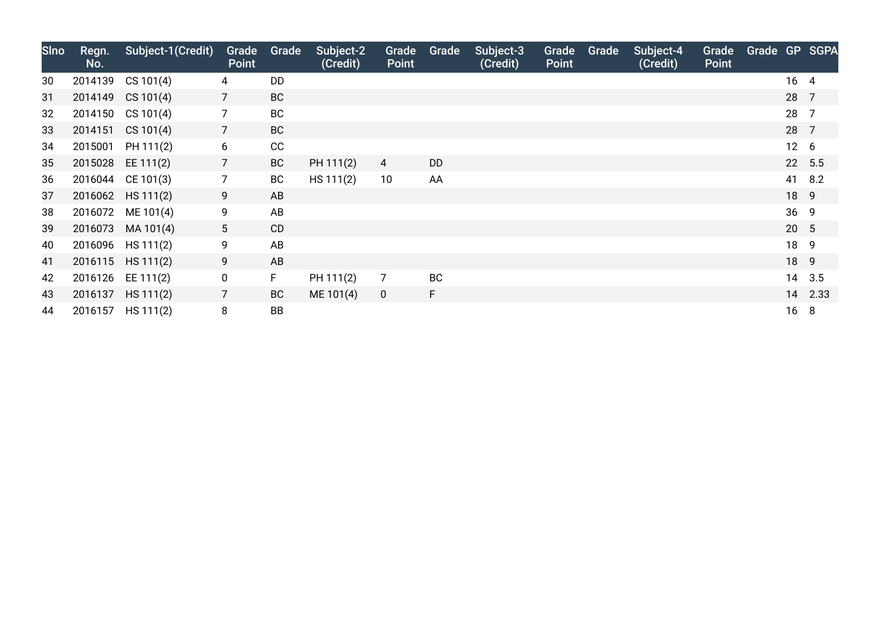| Slno | Regn. No. | Subject-1(Credit) | Grade Point | Grade | Subject-2 (Credit) | Grade Point | Grade | Subject-3 (Credit) | Grade Point | Grade | Subject-4 (Credit) | Grade Point | Grade | GP | SGPA |
|---|---|---|---|---|---|---|---|---|---|---|---|---|---|---|---|
| 30 | 2014139 | CS 101(4) | 4 | DD | | | | | | | | | | 16 | 4 |
| 31 | 2014149 | CS 101(4) | 7 | BC | | | | | | | | | | 28 | 7 |
| 32 | 2014150 | CS 101(4) | 7 | BC | | | | | | | | | | 28 | 7 |
| 33 | 2014151 | CS 101(4) | 7 | BC | | | | | | | | | | 28 | 7 |
| 34 | 2015001 | PH 111(2) | 6 | CC | | | | | | | | | | 12 | 6 |
| 35 | 2015028 | EE 111(2) | 7 | BC | PH 111(2) | 4 | DD | | | | | | | 22 | 5.5 |
| 36 | 2016044 | CE 101(3) | 7 | BC | HS 111(2) | 10 | AA | | | | | | | 41 | 8.2 |
| 37 | 2016062 | HS 111(2) | 9 | AB | | | | | | | | | | 18 | 9 |
| 38 | 2016072 | ME 101(4) | 9 | AB | | | | | | | | | | 36 | 9 |
| 39 | 2016073 | MA 101(4) | 5 | CD | | | | | | | | | | 20 | 5 |
| 40 | 2016096 | HS 111(2) | 9 | AB | | | | | | | | | | 18 | 9 |
| 41 | 2016115 | HS 111(2) | 9 | AB | | | | | | | | | | 18 | 9 |
| 42 | 2016126 | EE 111(2) | 0 | F | PH 111(2) | 7 | BC | | | | | | | 14 | 3.5 |
| 43 | 2016137 | HS 111(2) | 7 | BC | ME 101(4) | 0 | F | | | | | | | 14 | 2.33 |
| 44 | 2016157 | HS 111(2) | 8 | BB | | | | | | | | | | 16 | 8 |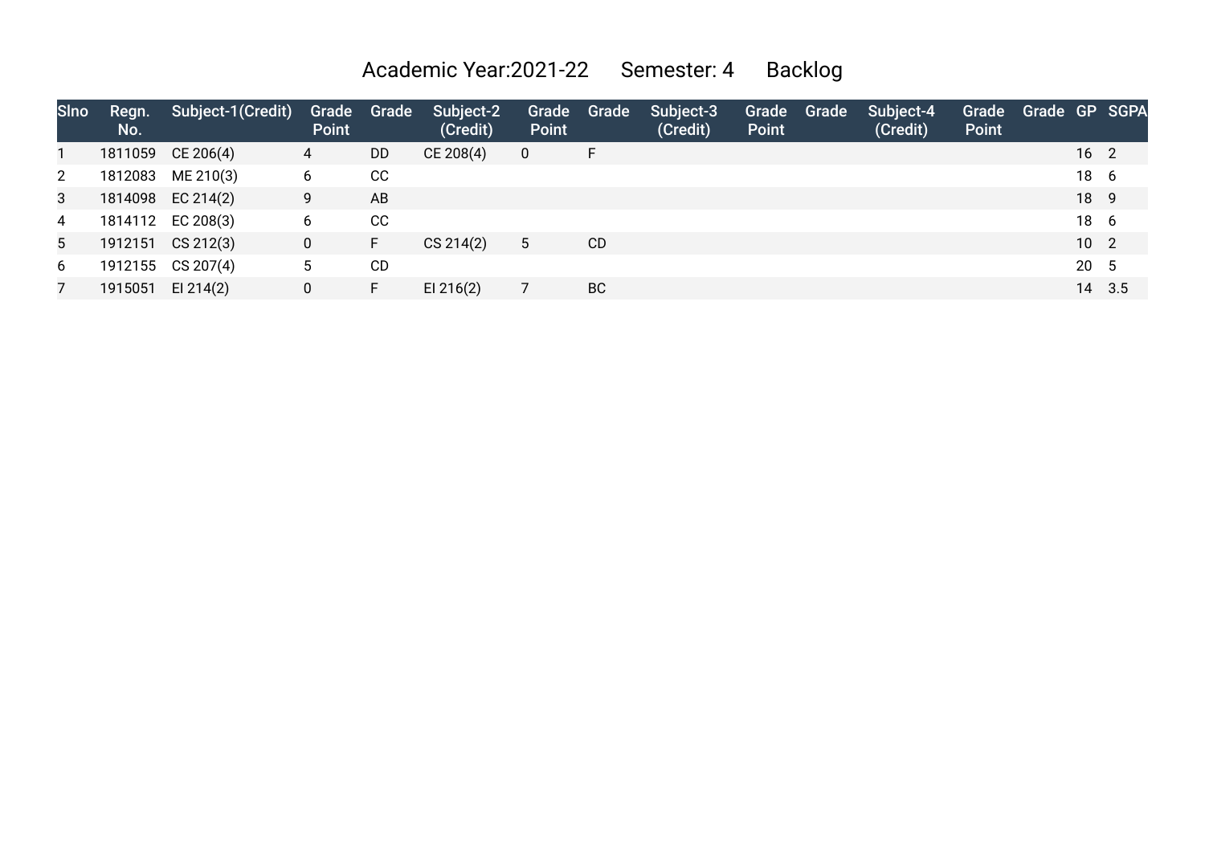Academic Year:2021-22 Semester: 4 Backlog

| Slno | Regn. No. | Subject-1(Credit) | Grade Point | Grade | Subject-2 (Credit) | Grade Point | Grade | Subject-3 (Credit) | Grade Point | Grade | Subject-4 (Credit) | Grade Point | Grade | GP | SGPA |
|---|---|---|---|---|---|---|---|---|---|---|---|---|---|---|---|
| 1 | 1811059 | CE 206(4) | 4 | DD | CE 208(4) | 0 | F | | | | | | | 16 | 2 |
| 2 | 1812083 | ME 210(3) | 6 | CC | | | | | | | | | | 18 | 6 |
| 3 | 1814098 | EC 214(2) | 9 | AB | | | | | | | | | | 18 | 9 |
| 4 | 1814112 | EC 208(3) | 6 | CC | | | | | | | | | | 18 | 6 |
| 5 | 1912151 | CS 212(3) | 0 | F | CS 214(2) | 5 | CD | | | | | | | 10 | 2 |
| 6 | 1912155 | CS 207(4) | 5 | CD | | | | | | | | | | 20 | 5 |
| 7 | 1915051 | EI 214(2) | 0 | F | EI 216(2) | 7 | BC | | | | | | | 14 | 3.5 |